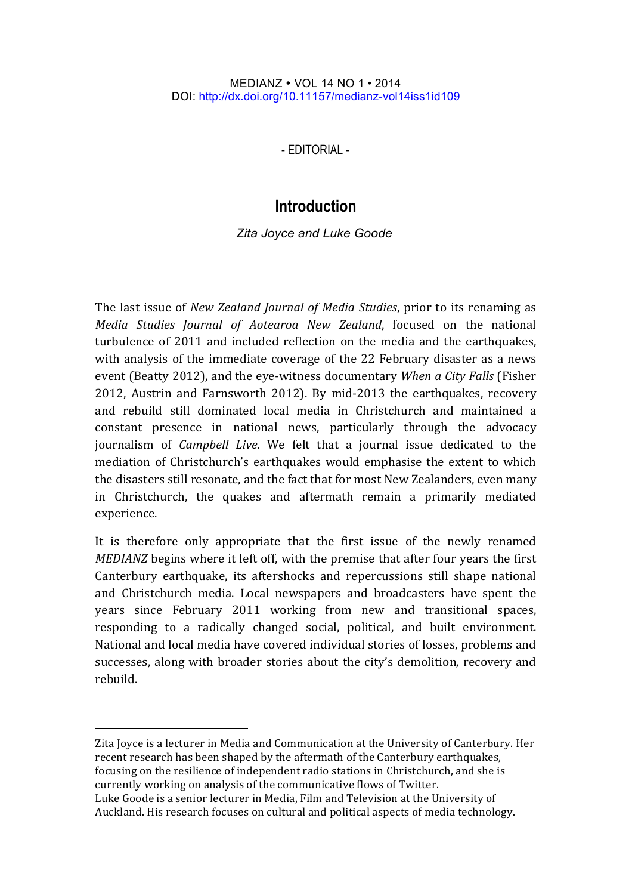MEDIANZ • VOL 14 NO 1 • 2014
DOI: http://dx.doi.org/10.11157/medianz-vol14iss1id109

- EDITORIAL -

# Introduction

*Zita Joyce and Luke Goode*

The last issue of *New Zealand Journal of Media Studies*, prior to its renaming as *Media Studies Journal of Aotearoa New Zealand*, focused on the national turbulence of 2011 and included reflection on the media and the earthquakes, with analysis of the immediate coverage of the 22 February disaster as a news event (Beatty 2012), and the eye-witness documentary *When a City Falls* (Fisher 2012, Austrin and Farnsworth 2012). By mid-2013 the earthquakes, recovery and rebuild still dominated local media in Christchurch and maintained a constant presence in national news, particularly through the advocacy journalism of *Campbell Live*. We felt that a journal issue dedicated to the mediation of Christchurch's earthquakes would emphasise the extent to which the disasters still resonate, and the fact that for most New Zealanders, even many in Christchurch, the quakes and aftermath remain a primarily mediated experience.

It is therefore only appropriate that the first issue of the newly renamed *MEDIANZ* begins where it left off, with the premise that after four years the first Canterbury earthquake, its aftershocks and repercussions still shape national and Christchurch media. Local newspapers and broadcasters have spent the years since February 2011 working from new and transitional spaces, responding to a radically changed social, political, and built environment. National and local media have covered individual stories of losses, problems and successes, along with broader stories about the city's demolition, recovery and rebuild.

---

Zita Joyce is a lecturer in Media and Communication at the University of Canterbury. Her recent research has been shaped by the aftermath of the Canterbury earthquakes, focusing on the resilience of independent radio stations in Christchurch, and she is currently working on analysis of the communicative flows of Twitter.
Luke Goode is a senior lecturer in Media, Film and Television at the University of Auckland. His research focuses on cultural and political aspects of media technology.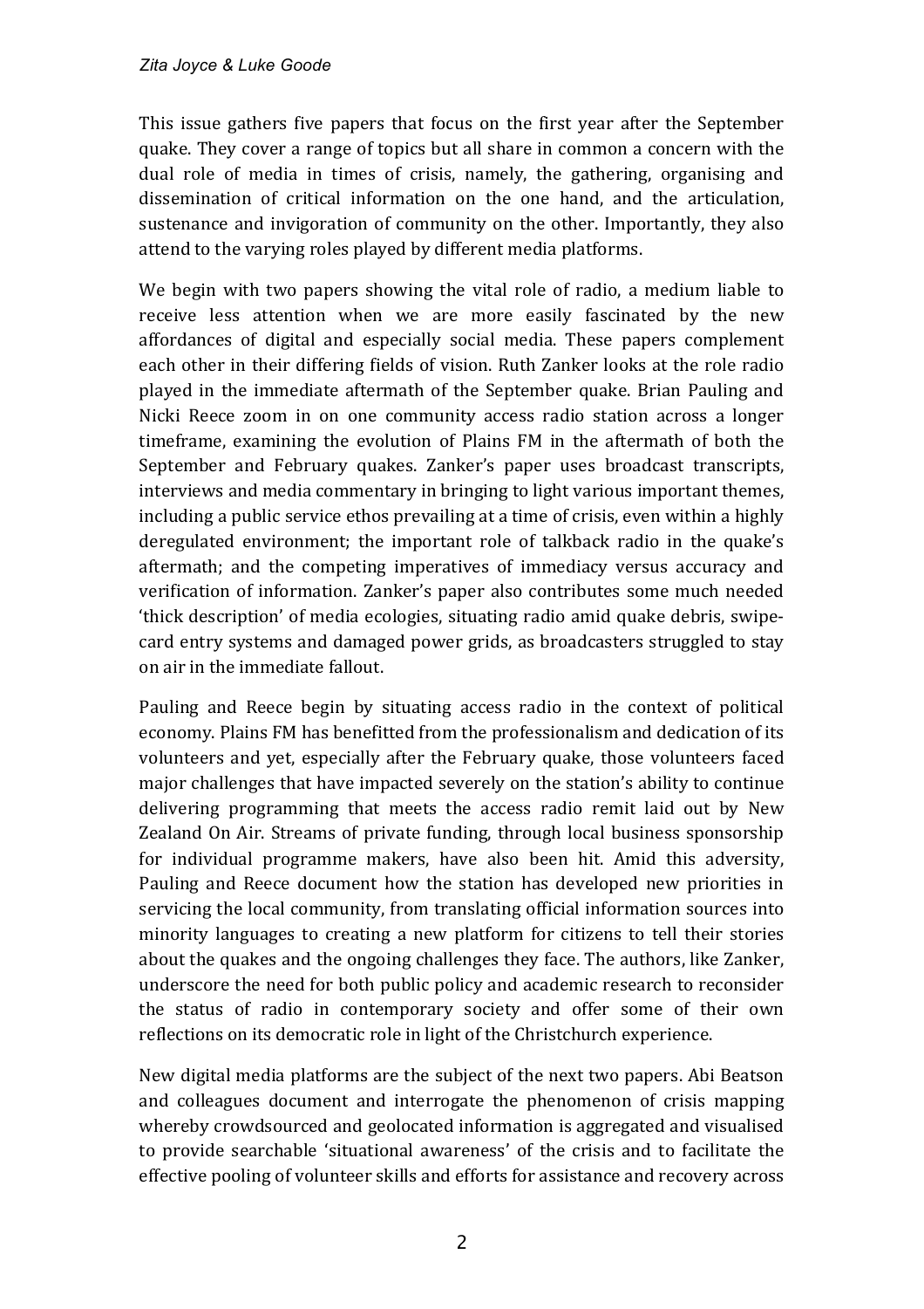This issue gathers five papers that focus on the first year after the September quake. They cover a range of topics but all share in common a concern with the dual role of media in times of crisis, namely, the gathering, organising and dissemination of critical information on the one hand, and the articulation, sustenance and invigoration of community on the other. Importantly, they also attend to the varying roles played by different media platforms.

We begin with two papers showing the vital role of radio, a medium liable to receive less attention when we are more easily fascinated by the new affordances of digital and especially social media. These papers complement each other in their differing fields of vision. Ruth Zanker looks at the role radio played in the immediate aftermath of the September quake. Brian Pauling and Nicki Reece zoom in on one community access radio station across a longer timeframe, examining the evolution of Plains FM in the aftermath of both the September and February quakes. Zanker's paper uses broadcast transcripts, interviews and media commentary in bringing to light various important themes, including a public service ethos prevailing at a time of crisis, even within a highly deregulated environment; the important role of talkback radio in the quake's aftermath; and the competing imperatives of immediacy versus accuracy and verification of information. Zanker's paper also contributes some much needed 'thick description' of media ecologies, situating radio amid quake debris, swipe-card entry systems and damaged power grids, as broadcasters struggled to stay on air in the immediate fallout.

Pauling and Reece begin by situating access radio in the context of political economy. Plains FM has benefitted from the professionalism and dedication of its volunteers and yet, especially after the February quake, those volunteers faced major challenges that have impacted severely on the station's ability to continue delivering programming that meets the access radio remit laid out by New Zealand On Air. Streams of private funding, through local business sponsorship for individual programme makers, have also been hit. Amid this adversity, Pauling and Reece document how the station has developed new priorities in servicing the local community, from translating official information sources into minority languages to creating a new platform for citizens to tell their stories about the quakes and the ongoing challenges they face. The authors, like Zanker, underscore the need for both public policy and academic research to reconsider the status of radio in contemporary society and offer some of their own reflections on its democratic role in light of the Christchurch experience.

New digital media platforms are the subject of the next two papers. Abi Beatson and colleagues document and interrogate the phenomenon of crisis mapping whereby crowdsourced and geolocated information is aggregated and visualised to provide searchable 'situational awareness' of the crisis and to facilitate the effective pooling of volunteer skills and efforts for assistance and recovery across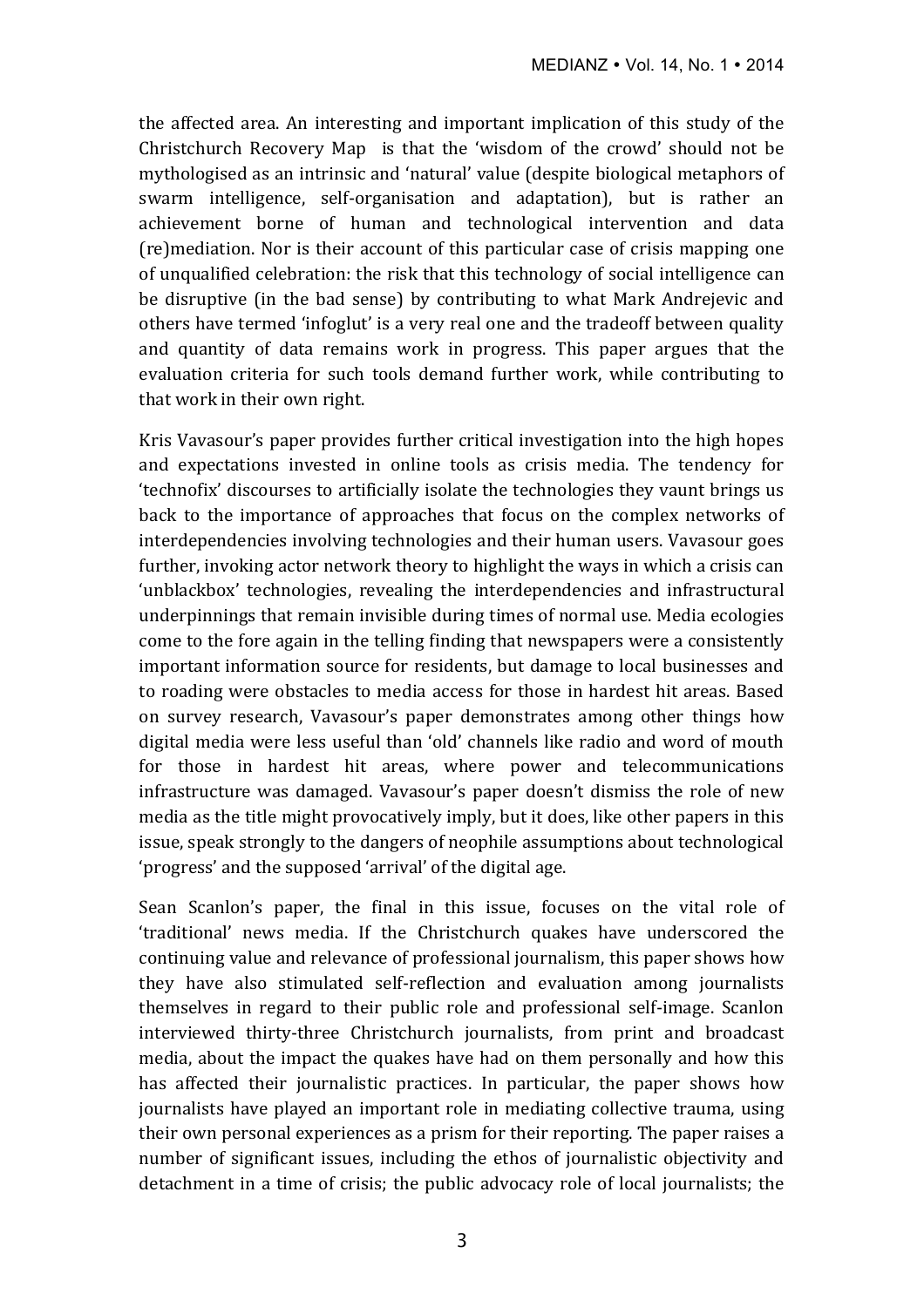the affected area. An interesting and important implication of this study of the Christchurch Recovery Map  is that the 'wisdom of the crowd' should not be mythologised as an intrinsic and 'natural' value (despite biological metaphors of swarm intelligence, self-organisation and adaptation), but is rather an achievement borne of human and technological intervention and data (re)mediation. Nor is their account of this particular case of crisis mapping one of unqualified celebration: the risk that this technology of social intelligence can be disruptive (in the bad sense) by contributing to what Mark Andrejevic and others have termed 'infoglut' is a very real one and the tradeoff between quality and quantity of data remains work in progress. This paper argues that the evaluation criteria for such tools demand further work, while contributing to that work in their own right.

Kris Vavasour's paper provides further critical investigation into the high hopes and expectations invested in online tools as crisis media. The tendency for 'technofix' discourses to artificially isolate the technologies they vaunt brings us back to the importance of approaches that focus on the complex networks of interdependencies involving technologies and their human users. Vavasour goes further, invoking actor network theory to highlight the ways in which a crisis can 'unblackbox' technologies, revealing the interdependencies and infrastructural underpinnings that remain invisible during times of normal use. Media ecologies come to the fore again in the telling finding that newspapers were a consistently important information source for residents, but damage to local businesses and to roading were obstacles to media access for those in hardest hit areas. Based on survey research, Vavasour's paper demonstrates among other things how digital media were less useful than 'old' channels like radio and word of mouth for those in hardest hit areas, where power and telecommunications infrastructure was damaged. Vavasour's paper doesn't dismiss the role of new media as the title might provocatively imply, but it does, like other papers in this issue, speak strongly to the dangers of neophile assumptions about technological 'progress' and the supposed 'arrival' of the digital age.

Sean Scanlon's paper, the final in this issue, focuses on the vital role of 'traditional' news media. If the Christchurch quakes have underscored the continuing value and relevance of professional journalism, this paper shows how they have also stimulated self-reflection and evaluation among journalists themselves in regard to their public role and professional self-image. Scanlon interviewed thirty-three Christchurch journalists, from print and broadcast media, about the impact the quakes have had on them personally and how this has affected their journalistic practices. In particular, the paper shows how journalists have played an important role in mediating collective trauma, using their own personal experiences as a prism for their reporting. The paper raises a number of significant issues, including the ethos of journalistic objectivity and detachment in a time of crisis; the public advocacy role of local journalists; the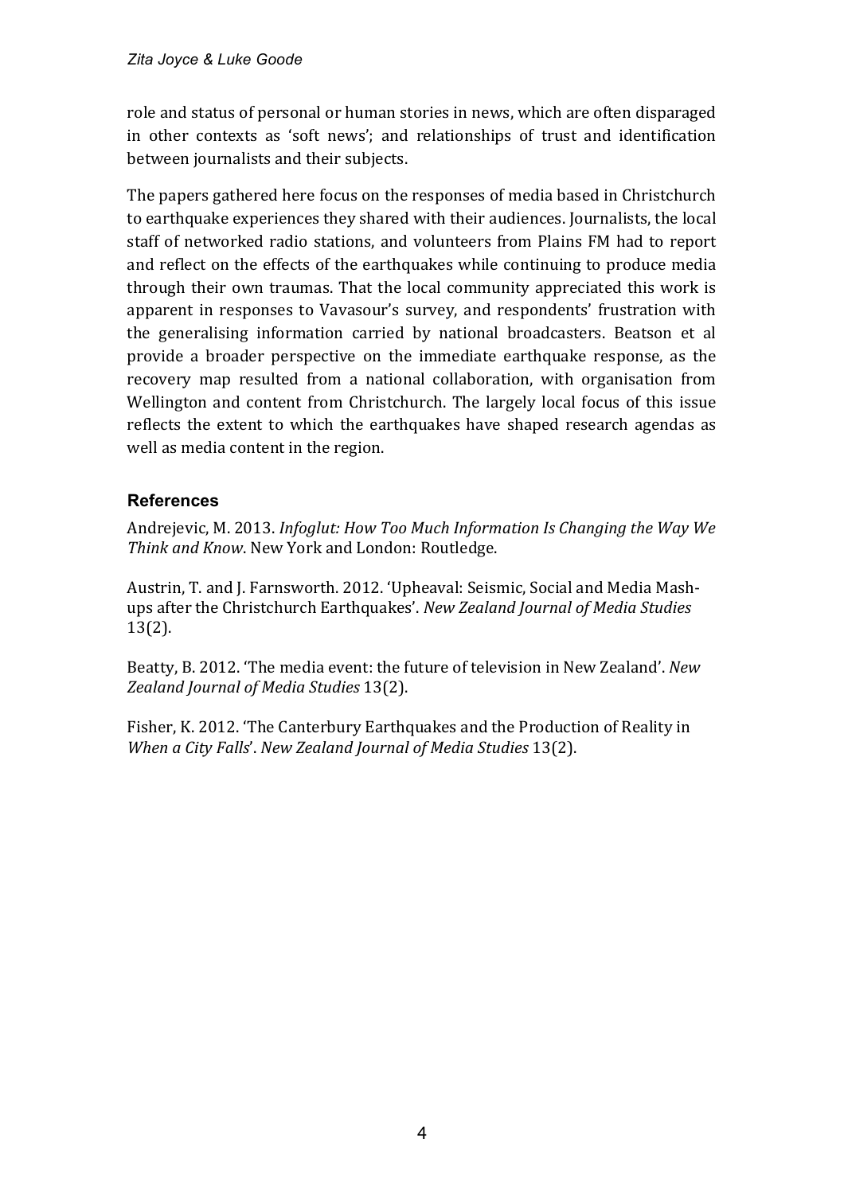role and status of personal or human stories in news, which are often disparaged in other contexts as 'soft news'; and relationships of trust and identification between journalists and their subjects.

The papers gathered here focus on the responses of media based in Christchurch to earthquake experiences they shared with their audiences. Journalists, the local staff of networked radio stations, and volunteers from Plains FM had to report and reflect on the effects of the earthquakes while continuing to produce media through their own traumas. That the local community appreciated this work is apparent in responses to Vavasour's survey, and respondents' frustration with the generalising information carried by national broadcasters. Beatson et al provide a broader perspective on the immediate earthquake response, as the recovery map resulted from a national collaboration, with organisation from Wellington and content from Christchurch. The largely local focus of this issue reflects the extent to which the earthquakes have shaped research agendas as well as media content in the region.

## References

Andrejevic, M. 2013. *Infoglut: How Too Much Information Is Changing the Way We Think and Know*. New York and London: Routledge.

Austrin, T. and J. Farnsworth. 2012. 'Upheaval: Seismic, Social and Media Mash-ups after the Christchurch Earthquakes'. *New Zealand Journal of Media Studies* 13(2).

Beatty, B. 2012. 'The media event: the future of television in New Zealand'. *New Zealand Journal of Media Studies* 13(2).

Fisher, K. 2012. 'The Canterbury Earthquakes and the Production of Reality in *When a City Falls*'. *New Zealand Journal of Media Studies* 13(2).